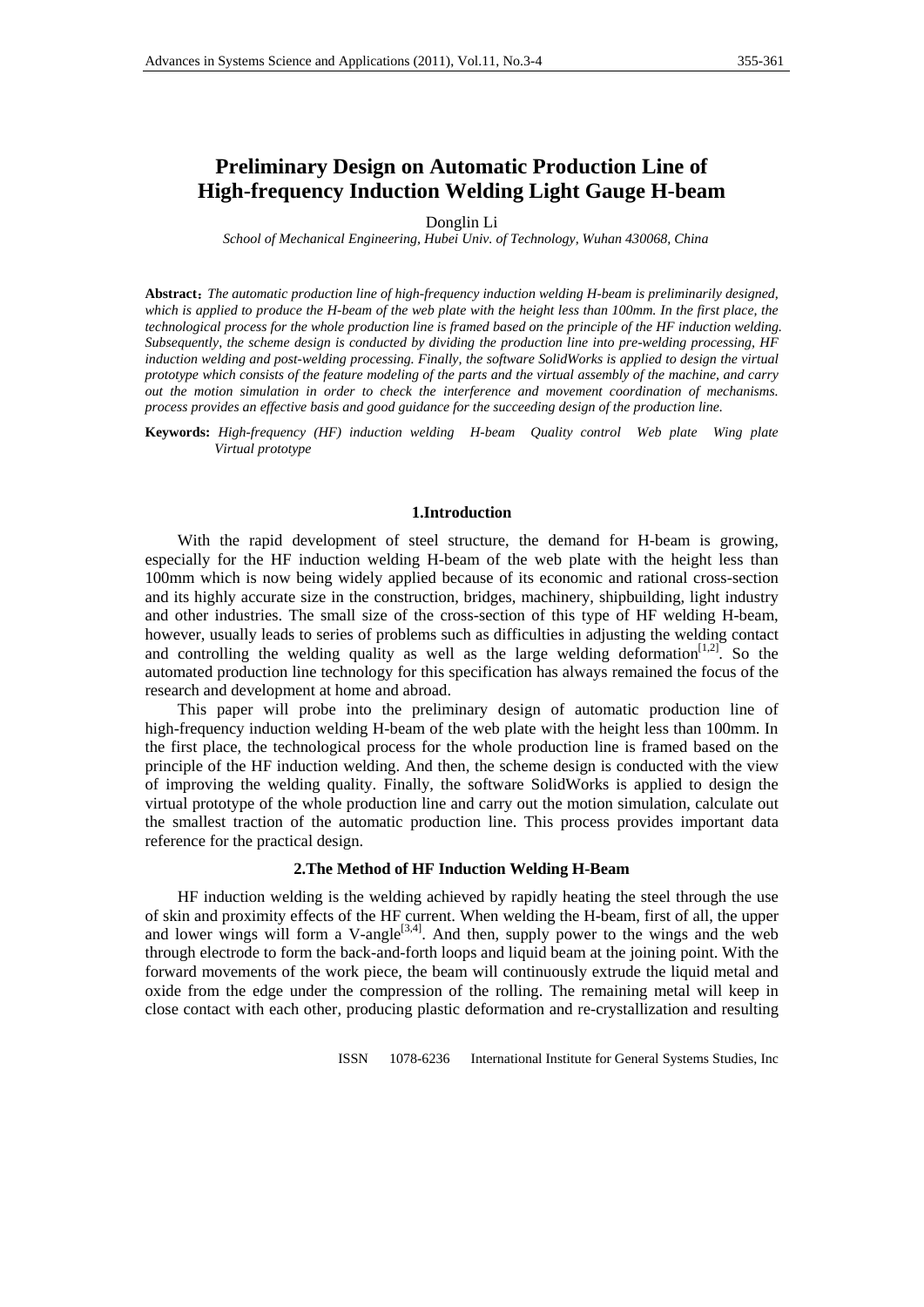# Preliminary Design on Automatic Production Line of High-frequency Induction Welding Light Gauge H-beam

Donglin Li

*School of Mechanical Engineering, Hubei Univ. of Technology, Wuhan 430068, China*

**Abstract**：*The automatic production line of high-frequency induction welding H-beam is preliminarily designed, which is applied to produce the H-beam of the web plate with the height less than 100mm. In the first place, the technological process for the whole production line is framed based on the principle of the HF induction welding. Subsequently, the scheme design is conducted by dividing the production line into pre-welding processing, HF induction welding and post-welding processing. Finally, the software SolidWorks is applied to design the virtual prototype which consists of the feature modeling of the parts and the virtual assembly of the machine, and carry out the motion simulation in order to check the interference and movement coordination of mechanisms. process provides an effective basis and good guidance for the succeeding design of the production line.*

**Keywords:** *High-frequency (HF) induction welding H-beam Quality control Web plate Wing plate Virtual prototype*

## 1.Introduction

With the rapid development of steel structure, the demand for H-beam is growing, especially for the HF induction welding H-beam of the web plate with the height less than 100mm which is now being widely applied because of its economic and rational cross-section and its highly accurate size in the construction, bridges, machinery, shipbuilding, light industry and other industries. The small size of the cross-section of this type of HF welding H-beam, however, usually leads to series of problems such as difficulties in adjusting the welding contact and controlling the welding quality as well as the large welding deformation[1,2]. So the automated production line technology for this specification has always remained the focus of the research and development at home and abroad.

This paper will probe into the preliminary design of automatic production line of high-frequency induction welding H-beam of the web plate with the height less than 100mm. In the first place, the technological process for the whole production line is framed based on the principle of the HF induction welding. And then, the scheme design is conducted with the view of improving the welding quality. Finally, the software SolidWorks is applied to design the virtual prototype of the whole production line and carry out the motion simulation, calculate out the smallest traction of the automatic production line. This process provides important data reference for the practical design.

## 2.The Method of HF Induction Welding H-Beam

HF induction welding is the welding achieved by rapidly heating the steel through the use of skin and proximity effects of the HF current. When welding the H-beam, first of all, the upper and lower wings will form a V-angle[3,4]. And then, supply power to the wings and the web through electrode to form the back-and-forth loops and liquid beam at the joining point. With the forward movements of the work piece, the beam will continuously extrude the liquid metal and oxide from the edge under the compression of the rolling. The remaining metal will keep in close contact with each other, producing plastic deformation and re-crystallization and resulting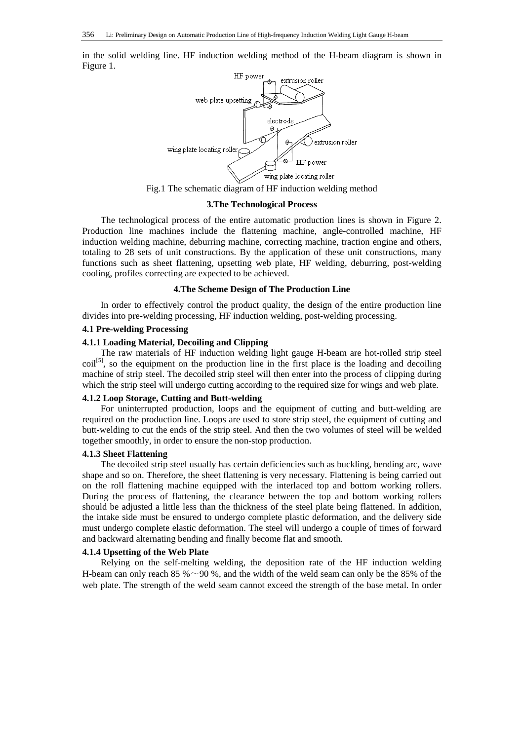in the solid welding line. HF induction welding method of the H-beam diagram is shown in Figure 1.

Fig.1 The schematic diagram of HF induction welding method

## 3.The Technological Process

The technological process of the entire automatic production lines is shown in Figure 2. Production line machines include the flattening machine, angle-controlled machine, HF induction welding machine, deburring machine, correcting machine, traction engine and others, totaling to 28 sets of unit constructions. By the application of these unit constructions, many functions such as sheet flattening, upsetting web plate, HF welding, deburring, post-welding cooling, profiles correcting are expected to be achieved.

## 4.The Scheme Design of The Production Line

In order to effectively control the product quality, the design of the entire production line divides into pre-welding processing, HF induction welding, post-welding processing.

### 4.1 Pre-welding Processing

#### 4.1.1 Loading Material, Decoiling and Clipping

The raw materials of HF induction welding light gauge H-beam are hot-rolled strip steel coil[5], so the equipment on the production line in the first place is the loading and decoiling machine of strip steel. The decoiled strip steel will then enter into the process of clipping during which the strip steel will undergo cutting according to the required size for wings and web plate.

#### 4.1.2 Loop Storage, Cutting and Butt-welding

For uninterrupted production, loops and the equipment of cutting and butt-welding are required on the production line. Loops are used to store strip steel, the equipment of cutting and butt-welding to cut the ends of the strip steel. And then the two volumes of steel will be welded together smoothly, in order to ensure the non-stop production.

#### 4.1.3 Sheet Flattening

The decoiled strip steel usually has certain deficiencies such as buckling, bending arc, wave shape and so on. Therefore, the sheet flattening is very necessary. Flattening is being carried out on the roll flattening machine equipped with the interlaced top and bottom working rollers. During the process of flattening, the clearance between the top and bottom working rollers should be adjusted a little less than the thickness of the steel plate being flattened. In addition, the intake side must be ensured to undergo complete plastic deformation, and the delivery side must undergo complete elastic deformation. The steel will undergo a couple of times of forward and backward alternating bending and finally become flat and smooth.

#### 4.1.4 Upsetting of the Web Plate

Relying on the self-melting welding, the deposition rate of the HF induction welding H-beam can only reach 85 %～90 %, and the width of the weld seam can only be the 85% of the web plate. The strength of the weld seam cannot exceed the strength of the base metal. In order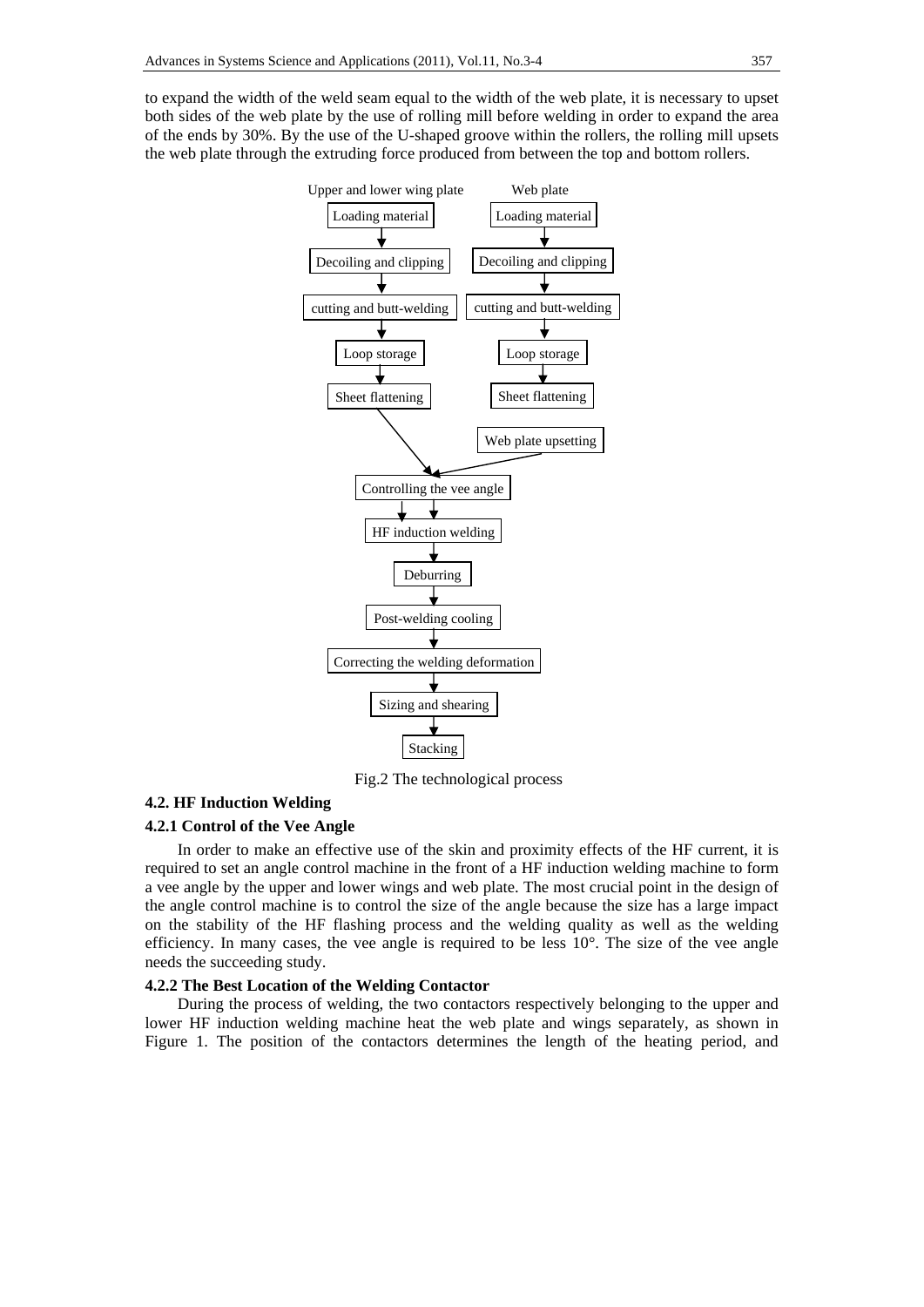to expand the width of the weld seam equal to the width of the web plate, it is necessary to upset both sides of the web plate by the use of rolling mill before welding in order to expand the area of the ends by 30%. By the use of the U-shaped groove within the rollers, the rolling mill upsets the web plate through the extruding force produced from between the top and bottom rollers.

```
Upper and lower wing plate          Web plate
Loading material                    Loading material
        ↓                                   ↓
Decoiling and clipping              Decoiling and clipping
        ↓                                   ↓
cutting and butt-welding            cutting and butt-welding
        ↓                                   ↓
Loop storage                        Loop storage
        ↓                                   ↓
Sheet flattening                    Sheet flattening

                                    Web plate upsetting
        ↘                          ↙
         Controlling the vee angle
                    ↓
           HF induction welding
                    ↓
                Deburring
                    ↓
          Post-welding cooling
                    ↓
    Correcting the welding deformation
                    ↓
           Sizing and shearing
                    ↓
                 Stacking
```

Fig.2 The technological process

### 4.2. HF Induction Welding

#### 4.2.1 Control of the Vee Angle

In order to make an effective use of the skin and proximity effects of the HF current, it is required to set an angle control machine in the front of a HF induction welding machine to form a vee angle by the upper and lower wings and web plate. The most crucial point in the design of the angle control machine is to control the size of the angle because the size has a large impact on the stability of the HF flashing process and the welding quality as well as the welding efficiency. In many cases, the vee angle is required to be less 10°. The size of the vee angle needs the succeeding study.

#### 4.2.2 The Best Location of the Welding Contactor

During the process of welding, the two contactors respectively belonging to the upper and lower HF induction welding machine heat the web plate and wings separately, as shown in Figure 1. The position of the contactors determines the length of the heating period, and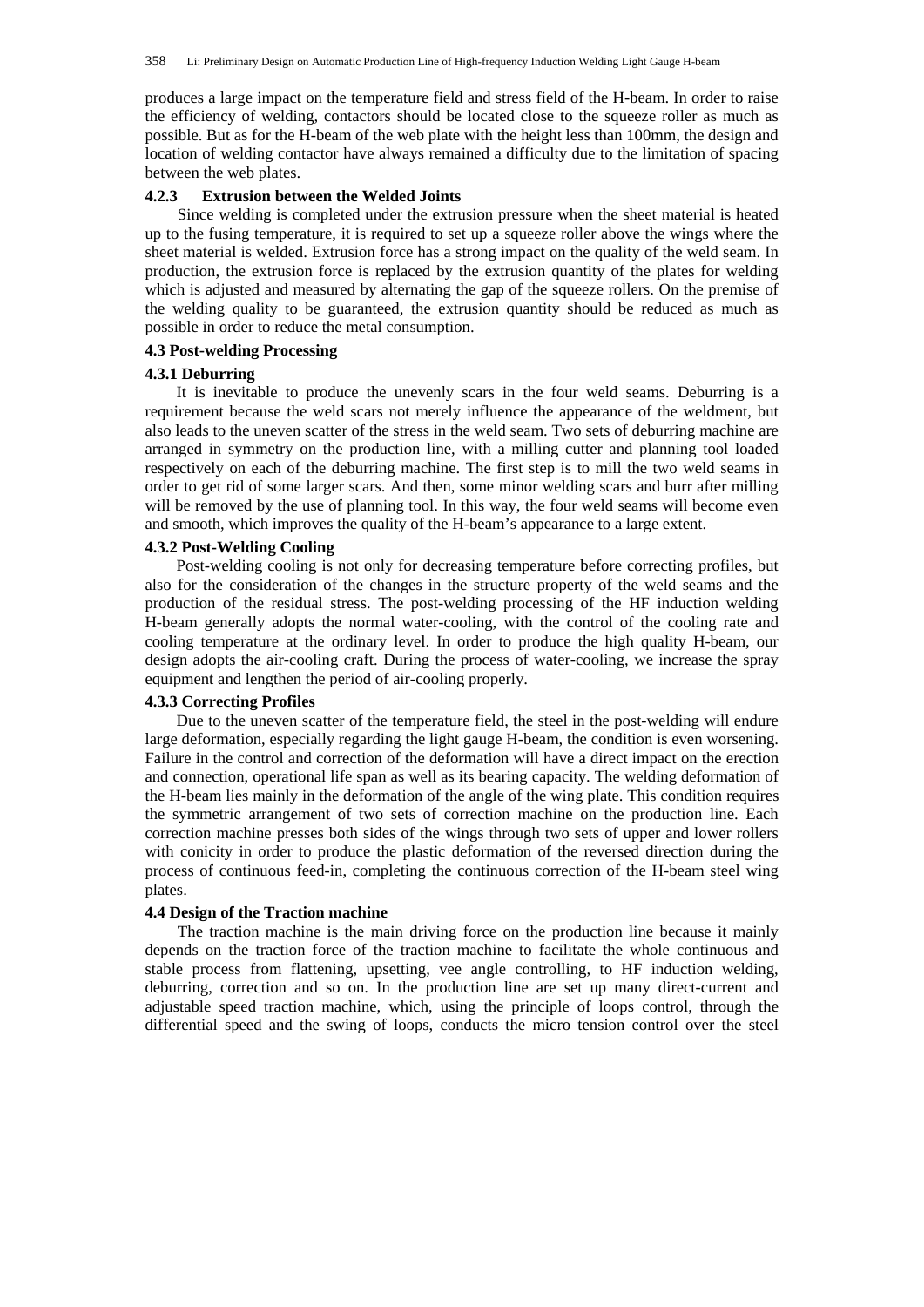produces a large impact on the temperature field and stress field of the H-beam. In order to raise the efficiency of welding, contactors should be located close to the squeeze roller as much as possible. But as for the H-beam of the web plate with the height less than 100mm, the design and location of welding contactor have always remained a difficulty due to the limitation of spacing between the web plates.

#### 4.2.3 Extrusion between the Welded Joints

Since welding is completed under the extrusion pressure when the sheet material is heated up to the fusing temperature, it is required to set up a squeeze roller above the wings where the sheet material is welded. Extrusion force has a strong impact on the quality of the weld seam. In production, the extrusion force is replaced by the extrusion quantity of the plates for welding which is adjusted and measured by alternating the gap of the squeeze rollers. On the premise of the welding quality to be guaranteed, the extrusion quantity should be reduced as much as possible in order to reduce the metal consumption.

### 4.3 Post-welding Processing

#### 4.3.1 Deburring

It is inevitable to produce the unevenly scars in the four weld seams. Deburring is a requirement because the weld scars not merely influence the appearance of the weldment, but also leads to the uneven scatter of the stress in the weld seam. Two sets of deburring machine are arranged in symmetry on the production line, with a milling cutter and planning tool loaded respectively on each of the deburring machine. The first step is to mill the two weld seams in order to get rid of some larger scars. And then, some minor welding scars and burr after milling will be removed by the use of planning tool. In this way, the four weld seams will become even and smooth, which improves the quality of the H-beam's appearance to a large extent.

#### 4.3.2 Post-Welding Cooling

Post-welding cooling is not only for decreasing temperature before correcting profiles, but also for the consideration of the changes in the structure property of the weld seams and the production of the residual stress. The post-welding processing of the HF induction welding H-beam generally adopts the normal water-cooling, with the control of the cooling rate and cooling temperature at the ordinary level. In order to produce the high quality H-beam, our design adopts the air-cooling craft. During the process of water-cooling, we increase the spray equipment and lengthen the period of air-cooling properly.

#### 4.3.3 Correcting Profiles

Due to the uneven scatter of the temperature field, the steel in the post-welding will endure large deformation, especially regarding the light gauge H-beam, the condition is even worsening. Failure in the control and correction of the deformation will have a direct impact on the erection and connection, operational life span as well as its bearing capacity. The welding deformation of the H-beam lies mainly in the deformation of the angle of the wing plate. This condition requires the symmetric arrangement of two sets of correction machine on the production line. Each correction machine presses both sides of the wings through two sets of upper and lower rollers with conicity in order to produce the plastic deformation of the reversed direction during the process of continuous feed-in, completing the continuous correction of the H-beam steel wing plates.

### 4.4 Design of the Traction machine

The traction machine is the main driving force on the production line because it mainly depends on the traction force of the traction machine to facilitate the whole continuous and stable process from flattening, upsetting, vee angle controlling, to HF induction welding, deburring, correction and so on. In the production line are set up many direct-current and adjustable speed traction machine, which, using the principle of loops control, through the differential speed and the swing of loops, conducts the micro tension control over the steel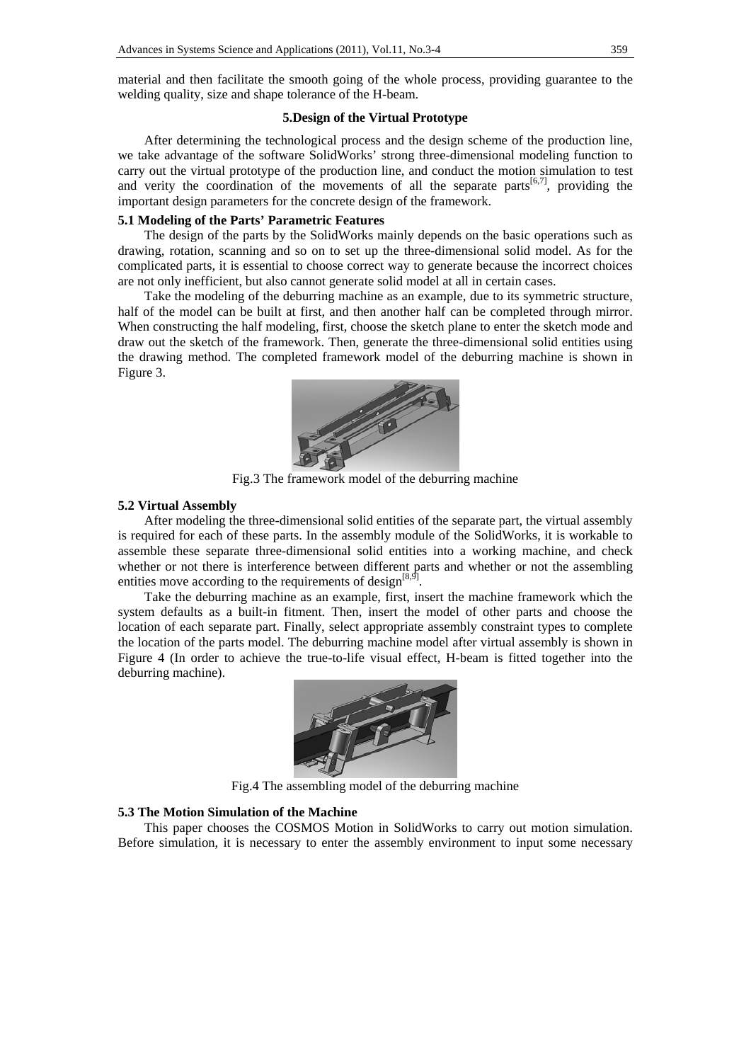material and then facilitate the smooth going of the whole process, providing guarantee to the welding quality, size and shape tolerance of the H-beam.

## 5.Design of the Virtual Prototype

After determining the technological process and the design scheme of the production line, we take advantage of the software SolidWorks' strong three-dimensional modeling function to carry out the virtual prototype of the production line, and conduct the motion simulation to test and verity the coordination of the movements of all the separate parts[6,7], providing the important design parameters for the concrete design of the framework.

### 5.1 Modeling of the Parts' Parametric Features

The design of the parts by the SolidWorks mainly depends on the basic operations such as drawing, rotation, scanning and so on to set up the three-dimensional solid model. As for the complicated parts, it is essential to choose correct way to generate because the incorrect choices are not only inefficient, but also cannot generate solid model at all in certain cases.

Take the modeling of the deburring machine as an example, due to its symmetric structure, half of the model can be built at first, and then another half can be completed through mirror. When constructing the half modeling, first, choose the sketch plane to enter the sketch mode and draw out the sketch of the framework. Then, generate the three-dimensional solid entities using the drawing method. The completed framework model of the deburring machine is shown in Figure 3.

Fig.3 The framework model of the deburring machine

### 5.2 Virtual Assembly

After modeling the three-dimensional solid entities of the separate part, the virtual assembly is required for each of these parts. In the assembly module of the SolidWorks, it is workable to assemble these separate three-dimensional solid entities into a working machine, and check whether or not there is interference between different parts and whether or not the assembling entities move according to the requirements of design[8,9].

Take the deburring machine as an example, first, insert the machine framework which the system defaults as a built-in fitment. Then, insert the model of other parts and choose the location of each separate part. Finally, select appropriate assembly constraint types to complete the location of the parts model. The deburring machine model after virtual assembly is shown in Figure 4 (In order to achieve the true-to-life visual effect, H-beam is fitted together into the deburring machine).

Fig.4 The assembling model of the deburring machine

### 5.3 The Motion Simulation of the Machine

This paper chooses the COSMOS Motion in SolidWorks to carry out motion simulation. Before simulation, it is necessary to enter the assembly environment to input some necessary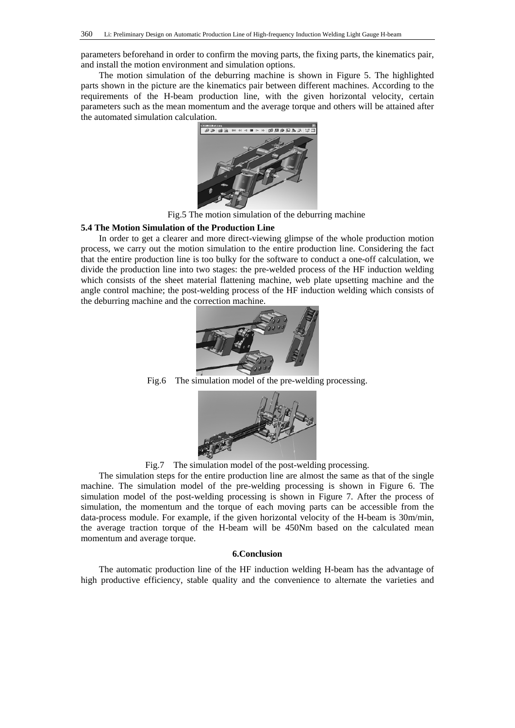parameters beforehand in order to confirm the moving parts, the fixing parts, the kinematics pair, and install the motion environment and simulation options.

The motion simulation of the deburring machine is shown in Figure 5. The highlighted parts shown in the picture are the kinematics pair between different machines. According to the requirements of the H-beam production line, with the given horizontal velocity, certain parameters such as the mean momentum and the average torque and others will be attained after the automated simulation calculation.

Fig.5 The motion simulation of the deburring machine

### 5.4 The Motion Simulation of the Production Line

In order to get a clearer and more direct-viewing glimpse of the whole production motion process, we carry out the motion simulation to the entire production line. Considering the fact that the entire production line is too bulky for the software to conduct a one-off calculation, we divide the production line into two stages: the pre-welded process of the HF induction welding which consists of the sheet material flattening machine, web plate upsetting machine and the angle control machine; the post-welding process of the HF induction welding which consists of the deburring machine and the correction machine.

Fig.6 The simulation model of the pre-welding processing.

Fig.7 The simulation model of the post-welding processing.

The simulation steps for the entire production line are almost the same as that of the single machine. The simulation model of the pre-welding processing is shown in Figure 6. The simulation model of the post-welding processing is shown in Figure 7. After the process of simulation, the momentum and the torque of each moving parts can be accessible from the data-process module. For example, if the given horizontal velocity of the H-beam is 30m/min, the average traction torque of the H-beam will be 450Nm based on the calculated mean momentum and average torque.

## 6.Conclusion

The automatic production line of the HF induction welding H-beam has the advantage of high productive efficiency, stable quality and the convenience to alternate the varieties and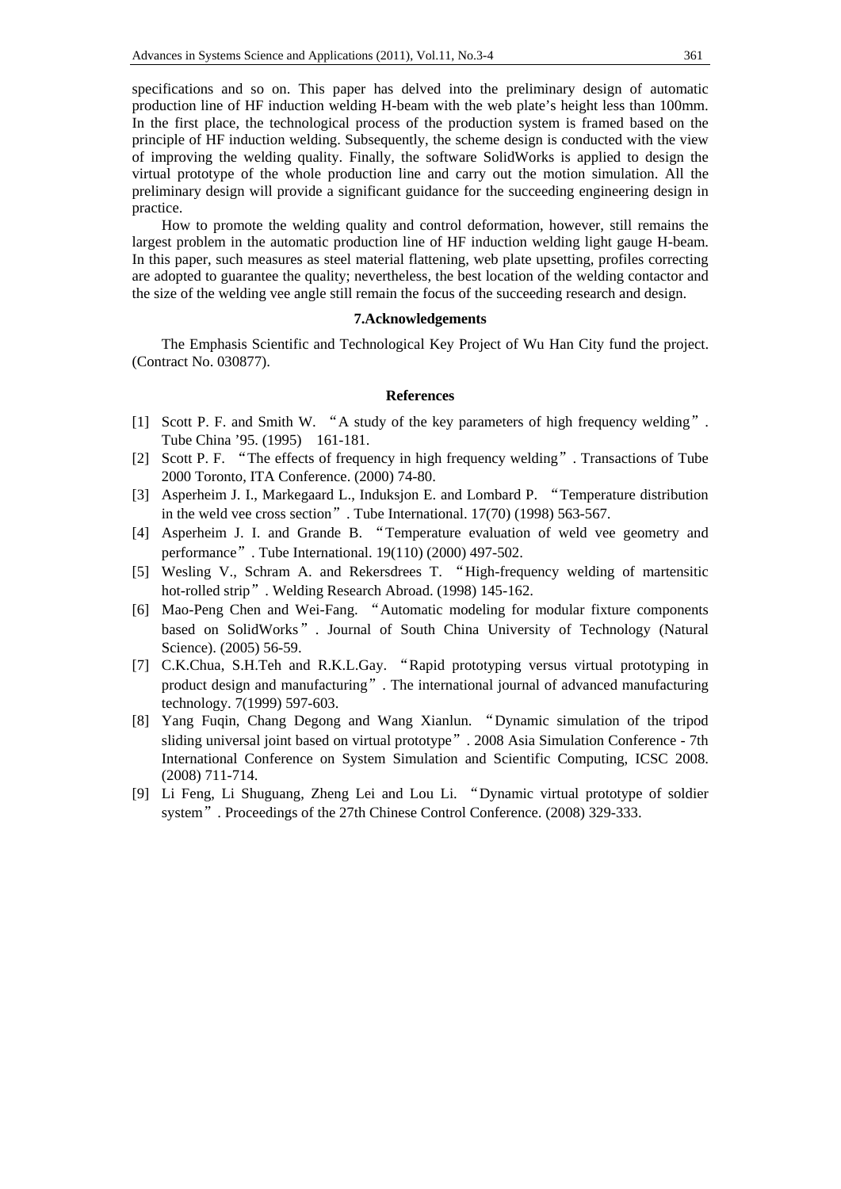specifications and so on. This paper has delved into the preliminary design of automatic production line of HF induction welding H-beam with the web plate's height less than 100mm. In the first place, the technological process of the production system is framed based on the principle of HF induction welding. Subsequently, the scheme design is conducted with the view of improving the welding quality. Finally, the software SolidWorks is applied to design the virtual prototype of the whole production line and carry out the motion simulation. All the preliminary design will provide a significant guidance for the succeeding engineering design in practice.

How to promote the welding quality and control deformation, however, still remains the largest problem in the automatic production line of HF induction welding light gauge H-beam. In this paper, such measures as steel material flattening, web plate upsetting, profiles correcting are adopted to guarantee the quality; nevertheless, the best location of the welding contactor and the size of the welding vee angle still remain the focus of the succeeding research and design.

## 7.Acknowledgements

The Emphasis Scientific and Technological Key Project of Wu Han City fund the project. (Contract No. 030877).

## References

[1] Scott P. F. and Smith W. "A study of the key parameters of high frequency welding". Tube China '95. (1995) 161-181.

[2] Scott P. F. "The effects of frequency in high frequency welding". Transactions of Tube 2000 Toronto, ITA Conference. (2000) 74-80.

[3] Asperheim J. I., Markegaard L., Induksjon E. and Lombard P. "Temperature distribution in the weld vee cross section". Tube International. 17(70) (1998) 563-567.

[4] Asperheim J. I. and Grande B. "Temperature evaluation of weld vee geometry and performance". Tube International. 19(110) (2000) 497-502.

[5] Wesling V., Schram A. and Rekersdrees T. "High-frequency welding of martensitic hot-rolled strip". Welding Research Abroad. (1998) 145-162.

[6] Mao-Peng Chen and Wei-Fang. "Automatic modeling for modular fixture components based on SolidWorks". Journal of South China University of Technology (Natural Science). (2005) 56-59.

[7] C.K.Chua, S.H.Teh and R.K.L.Gay. "Rapid prototyping versus virtual prototyping in product design and manufacturing". The international journal of advanced manufacturing technology. 7(1999) 597-603.

[8] Yang Fuqin, Chang Degong and Wang Xianlun. "Dynamic simulation of the tripod sliding universal joint based on virtual prototype". 2008 Asia Simulation Conference - 7th International Conference on System Simulation and Scientific Computing, ICSC 2008. (2008) 711-714.

[9] Li Feng, Li Shuguang, Zheng Lei and Lou Li. "Dynamic virtual prototype of soldier system". Proceedings of the 27th Chinese Control Conference. (2008) 329-333.